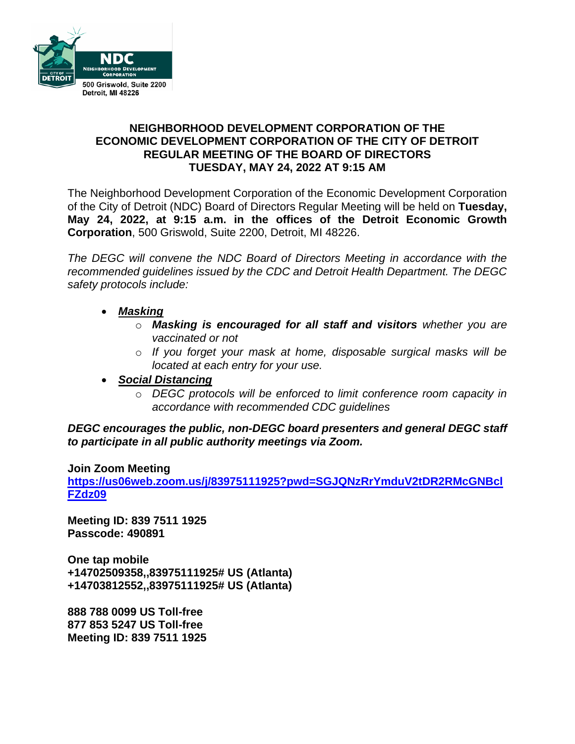NDC
NEIGHBORHOOD DEVELOPMENT CORPORATION
500 Griswold, Suite 2200
Detroit, MI 48226

**NEIGHBORHOOD DEVELOPMENT CORPORATION OF THE ECONOMIC DEVELOPMENT CORPORATION OF THE CITY OF DETROIT REGULAR MEETING OF THE BOARD OF DIRECTORS TUESDAY, MAY 24, 2022 AT 9:15 AM**

The Neighborhood Development Corporation of the Economic Development Corporation of the City of Detroit (NDC) Board of Directors Regular Meeting will be held on **Tuesday, May 24, 2022, at 9:15 a.m. in the offices of the Detroit Economic Growth Corporation**, 500 Griswold, Suite 2200, Detroit, MI 48226.

*The DEGC will convene the NDC Board of Directors Meeting in accordance with the recommended guidelines issued by the CDC and Detroit Health Department. The DEGC safety protocols include:*

- ***<u>Masking</u>***
  - ***Masking is encouraged for all staff and visitors*** *whether you are vaccinated or not*
  - *If you forget your mask at home, disposable surgical masks will be located at each entry for your use.*
- ***<u>Social Distancing</u>***
  - *DEGC protocols will be enforced to limit conference room capacity in accordance with recommended CDC guidelines*

***DEGC encourages the public, non-DEGC board presenters and general DEGC staff to participate in all public authority meetings via Zoom.***

**Join Zoom Meeting**
**https://us06web.zoom.us/j/83975111925?pwd=SGJQNzRrYmduV2tDR2RMcGNBclFZdz09**

**Meeting ID: 839 7511 1925**
**Passcode: 490891**

**One tap mobile**
**+14702509358,,83975111925# US (Atlanta)**
**+14703812552,,83975111925# US (Atlanta)**

**888 788 0099 US Toll-free**
**877 853 5247 US Toll-free**
**Meeting ID: 839 7511 1925**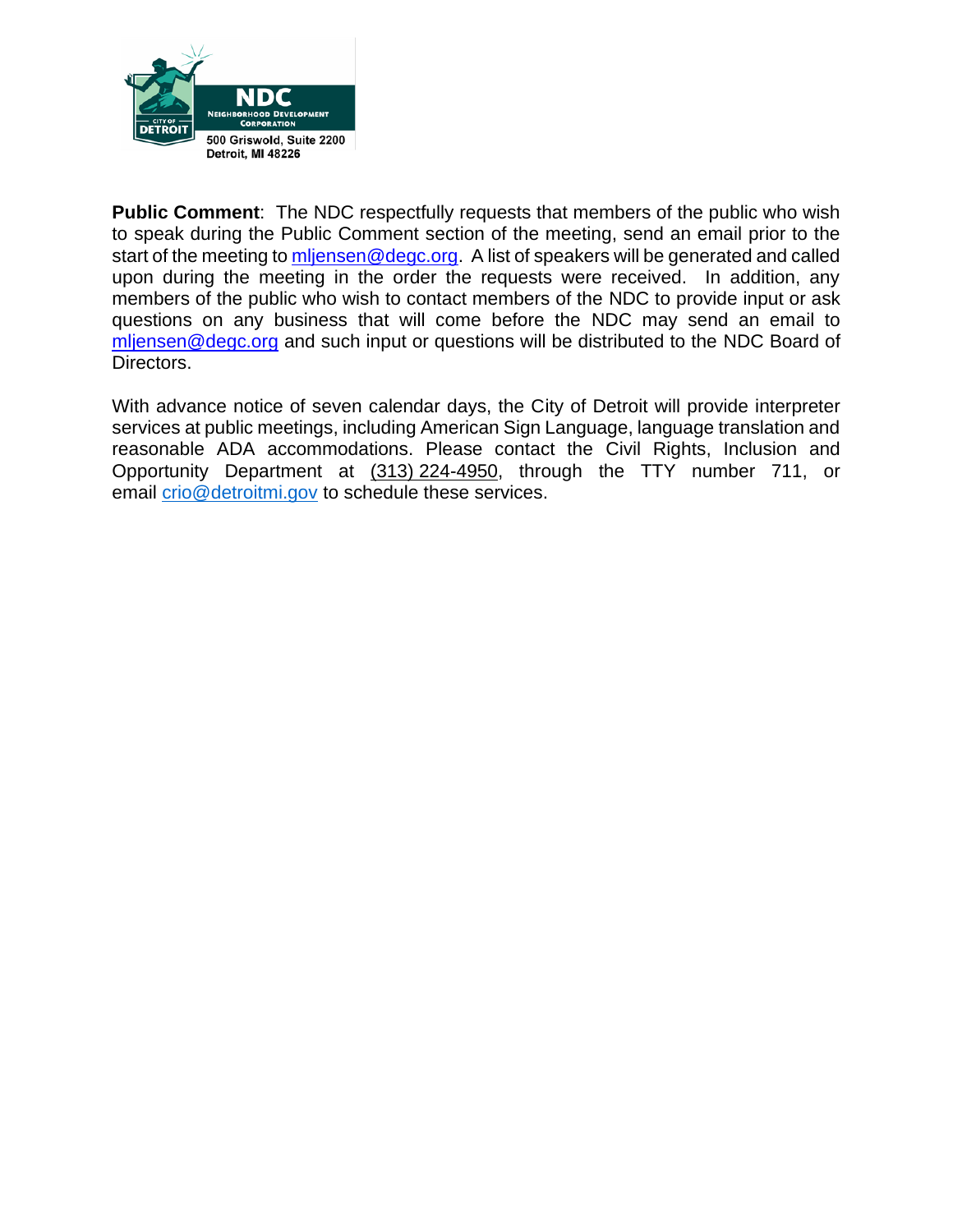NDC
Neighborhood Development Corporation
500 Griswold, Suite 2200
Detroit, MI 48226

**Public Comment**: The NDC respectfully requests that members of the public who wish to speak during the Public Comment section of the meeting, send an email prior to the start of the meeting to mljensen@degc.org. A list of speakers will be generated and called upon during the meeting in the order the requests were received. In addition, any members of the public who wish to contact members of the NDC to provide input or ask questions on any business that will come before the NDC may send an email to mljensen@degc.org and such input or questions will be distributed to the NDC Board of Directors.

With advance notice of seven calendar days, the City of Detroit will provide interpreter services at public meetings, including American Sign Language, language translation and reasonable ADA accommodations. Please contact the Civil Rights, Inclusion and Opportunity Department at (313) 224-4950, through the TTY number 711, or email crio@detroitmi.gov to schedule these services.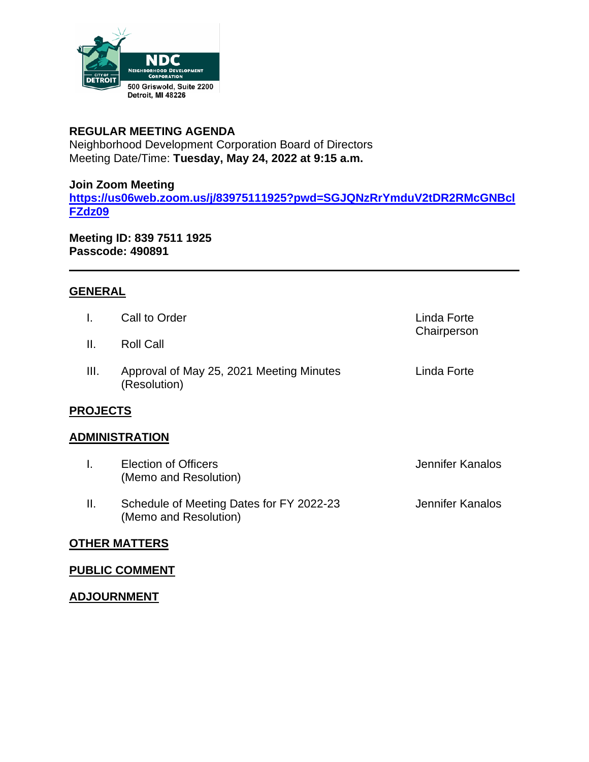NDC
Neighborhood Development Corporation
City of Detroit
500 Griswold, Suite 2200
Detroit, MI 48226

**REGULAR MEETING AGENDA**
Neighborhood Development Corporation Board of Directors
Meeting Date/Time: **Tuesday, May 24, 2022 at 9:15 a.m.**

**Join Zoom Meeting**
**https://us06web.zoom.us/j/83975111925?pwd=SGJQNzRrYmduV2tDR2RMcGNBclFZdz09**

**Meeting ID: 839 7511 1925**
**Passcode: 490891**

---

## GENERAL

| | | |
|---|---|---|
| I. | Call to Order | Linda Forte<br>Chairperson |
| II. | Roll Call | |
| III. | Approval of May 25, 2021 Meeting Minutes (Resolution) | Linda Forte |

## PROJECTS

## ADMINISTRATION

| | | |
|---|---|---|
| I. | Election of Officers (Memo and Resolution) | Jennifer Kanalos |
| II. | Schedule of Meeting Dates for FY 2022-23 (Memo and Resolution) | Jennifer Kanalos |

## OTHER MATTERS

## PUBLIC COMMENT

## ADJOURNMENT